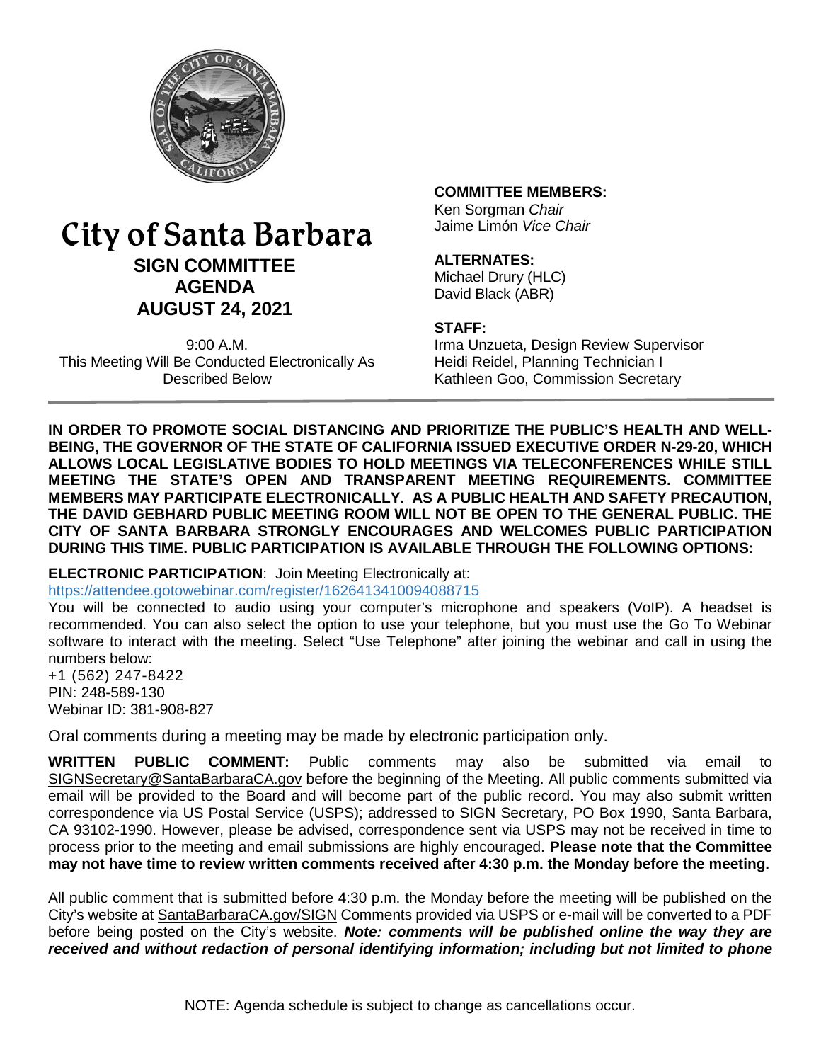# City of Santa Barbara

## SIGN COMMITTEE AGENDA
## AUGUST 24, 2021

9:00 A.M.
This Meeting Will Be Conducted Electronically As Described Below

**COMMITTEE MEMBERS:**
Ken Sorgman *Chair*
Jaime Limón *Vice Chair*

**ALTERNATES:**
Michael Drury (HLC)
David Black (ABR)

**STAFF:**
Irma Unzueta, Design Review Supervisor
Heidi Reidel, Planning Technician I
Kathleen Goo, Commission Secretary

---

**IN ORDER TO PROMOTE SOCIAL DISTANCING AND PRIORITIZE THE PUBLIC'S HEALTH AND WELL-BEING, THE GOVERNOR OF THE STATE OF CALIFORNIA ISSUED EXECUTIVE ORDER N-29-20, WHICH ALLOWS LOCAL LEGISLATIVE BODIES TO HOLD MEETINGS VIA TELECONFERENCES WHILE STILL MEETING THE STATE'S OPEN AND TRANSPARENT MEETING REQUIREMENTS. COMMITTEE MEMBERS MAY PARTICIPATE ELECTRONICALLY. AS A PUBLIC HEALTH AND SAFETY PRECAUTION, THE DAVID GEBHARD PUBLIC MEETING ROOM WILL NOT BE OPEN TO THE GENERAL PUBLIC. THE CITY OF SANTA BARBARA STRONGLY ENCOURAGES AND WELCOMES PUBLIC PARTICIPATION DURING THIS TIME. PUBLIC PARTICIPATION IS AVAILABLE THROUGH THE FOLLOWING OPTIONS:**

**ELECTRONIC PARTICIPATION**: Join Meeting Electronically at:
https://attendee.gotowebinar.com/register/1626413410094088715

You will be connected to audio using your computer's microphone and speakers (VoIP). A headset is recommended. You can also select the option to use your telephone, but you must use the Go To Webinar software to interact with the meeting. Select "Use Telephone" after joining the webinar and call in using the numbers below:

+1 (562) 247-8422
PIN: 248-589-130
Webinar ID: 381-908-827

Oral comments during a meeting may be made by electronic participation only.

**WRITTEN PUBLIC COMMENT:** Public comments may also be submitted via email to SIGNSecretary@SantaBarbaraCA.gov before the beginning of the Meeting. All public comments submitted via email will be provided to the Board and will become part of the public record. You may also submit written correspondence via US Postal Service (USPS); addressed to SIGN Secretary, PO Box 1990, Santa Barbara, CA 93102-1990. However, please be advised, correspondence sent via USPS may not be received in time to process prior to the meeting and email submissions are highly encouraged. **Please note that the Committee may not have time to review written comments received after 4:30 p.m. the Monday before the meeting.**

All public comment that is submitted before 4:30 p.m. the Monday before the meeting will be published on the City's website at SantaBarbaraCA.gov/SIGN Comments provided via USPS or e-mail will be converted to a PDF before being posted on the City's website. ***Note: comments will be published online the way they are received and without redaction of personal identifying information; including but not limited to phone***

NOTE: Agenda schedule is subject to change as cancellations occur.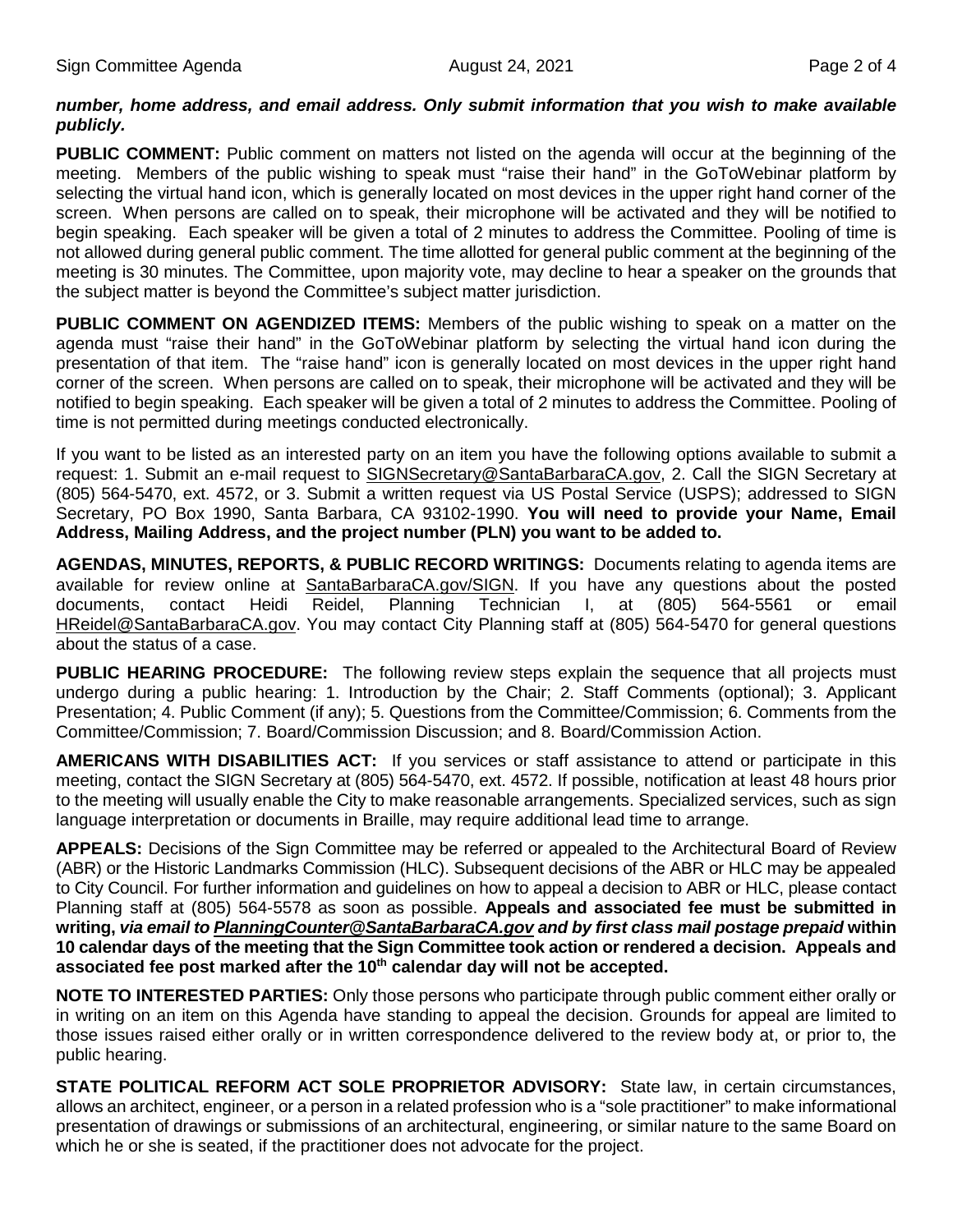***number, home address, and email address. Only submit information that you wish to make available publicly.***

**PUBLIC COMMENT:** Public comment on matters not listed on the agenda will occur at the beginning of the meeting. Members of the public wishing to speak must "raise their hand" in the GoToWebinar platform by selecting the virtual hand icon, which is generally located on most devices in the upper right hand corner of the screen. When persons are called on to speak, their microphone will be activated and they will be notified to begin speaking. Each speaker will be given a total of 2 minutes to address the Committee. Pooling of time is not allowed during general public comment. The time allotted for general public comment at the beginning of the meeting is 30 minutes. The Committee, upon majority vote, may decline to hear a speaker on the grounds that the subject matter is beyond the Committee's subject matter jurisdiction.

**PUBLIC COMMENT ON AGENDIZED ITEMS:** Members of the public wishing to speak on a matter on the agenda must "raise their hand" in the GoToWebinar platform by selecting the virtual hand icon during the presentation of that item. The "raise hand" icon is generally located on most devices in the upper right hand corner of the screen. When persons are called on to speak, their microphone will be activated and they will be notified to begin speaking. Each speaker will be given a total of 2 minutes to address the Committee. Pooling of time is not permitted during meetings conducted electronically.

If you want to be listed as an interested party on an item you have the following options available to submit a request: 1. Submit an e-mail request to SIGNSecretary@SantaBarbaraCA.gov, 2. Call the SIGN Secretary at (805) 564-5470, ext. 4572, or 3. Submit a written request via US Postal Service (USPS); addressed to SIGN Secretary, PO Box 1990, Santa Barbara, CA 93102-1990. **You will need to provide your Name, Email Address, Mailing Address, and the project number (PLN) you want to be added to.**

**AGENDAS, MINUTES, REPORTS, & PUBLIC RECORD WRITINGS:** Documents relating to agenda items are available for review online at SantaBarbaraCA.gov/SIGN. If you have any questions about the posted documents, contact Heidi Reidel, Planning Technician I, at (805) 564-5561 or email HReidel@SantaBarbaraCA.gov. You may contact City Planning staff at (805) 564-5470 for general questions about the status of a case.

**PUBLIC HEARING PROCEDURE:** The following review steps explain the sequence that all projects must undergo during a public hearing: 1. Introduction by the Chair; 2. Staff Comments (optional); 3. Applicant Presentation; 4. Public Comment (if any); 5. Questions from the Committee/Commission; 6. Comments from the Committee/Commission; 7. Board/Commission Discussion; and 8. Board/Commission Action.

**AMERICANS WITH DISABILITIES ACT:** If you services or staff assistance to attend or participate in this meeting, contact the SIGN Secretary at (805) 564-5470, ext. 4572. If possible, notification at least 48 hours prior to the meeting will usually enable the City to make reasonable arrangements. Specialized services, such as sign language interpretation or documents in Braille, may require additional lead time to arrange.

**APPEALS:** Decisions of the Sign Committee may be referred or appealed to the Architectural Board of Review (ABR) or the Historic Landmarks Commission (HLC). Subsequent decisions of the ABR or HLC may be appealed to City Council. For further information and guidelines on how to appeal a decision to ABR or HLC, please contact Planning staff at (805) 564-5578 as soon as possible. **Appeals and associated fee must be submitted in writing, *via email to PlanningCounter@SantaBarbaraCA.gov and by first class mail postage prepaid* within 10 calendar days of the meeting that the Sign Committee took action or rendered a decision. Appeals and associated fee post marked after the 10th calendar day will not be accepted.**

**NOTE TO INTERESTED PARTIES:** Only those persons who participate through public comment either orally or in writing on an item on this Agenda have standing to appeal the decision. Grounds for appeal are limited to those issues raised either orally or in written correspondence delivered to the review body at, or prior to, the public hearing.

**STATE POLITICAL REFORM ACT SOLE PROPRIETOR ADVISORY:** State law, in certain circumstances, allows an architect, engineer, or a person in a related profession who is a "sole practitioner" to make informational presentation of drawings or submissions of an architectural, engineering, or similar nature to the same Board on which he or she is seated, if the practitioner does not advocate for the project.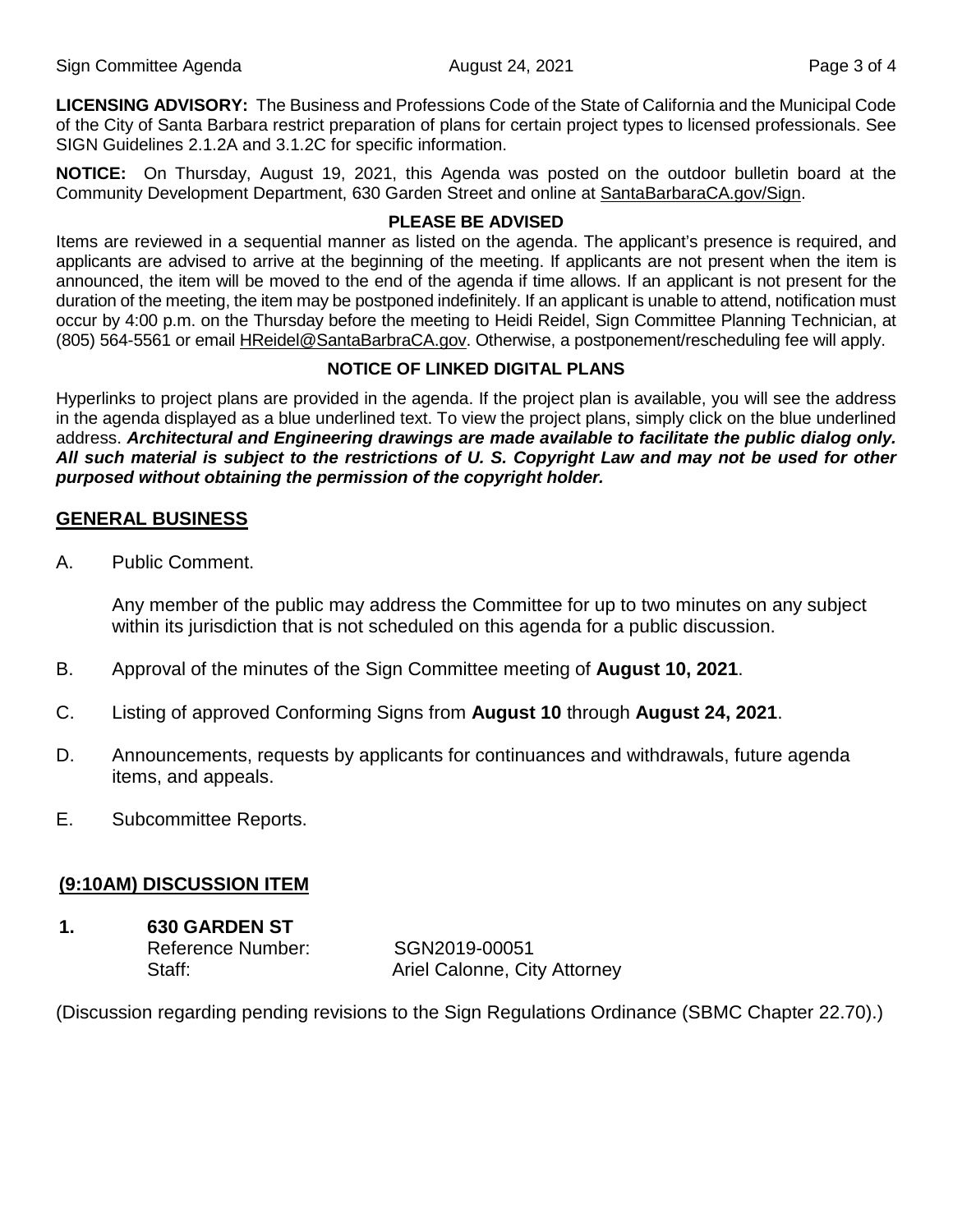**LICENSING ADVISORY:** The Business and Professions Code of the State of California and the Municipal Code of the City of Santa Barbara restrict preparation of plans for certain project types to licensed professionals. See SIGN Guidelines 2.1.2A and 3.1.2C for specific information.

**NOTICE:** On Thursday, August 19, 2021, this Agenda was posted on the outdoor bulletin board at the Community Development Department, 630 Garden Street and online at SantaBarbaraCA.gov/Sign.

**PLEASE BE ADVISED**

Items are reviewed in a sequential manner as listed on the agenda. The applicant's presence is required, and applicants are advised to arrive at the beginning of the meeting. If applicants are not present when the item is announced, the item will be moved to the end of the agenda if time allows. If an applicant is not present for the duration of the meeting, the item may be postponed indefinitely. If an applicant is unable to attend, notification must occur by 4:00 p.m. on the Thursday before the meeting to Heidi Reidel, Sign Committee Planning Technician, at (805) 564-5561 or email HReidel@SantaBarbraCA.gov. Otherwise, a postponement/rescheduling fee will apply.

**NOTICE OF LINKED DIGITAL PLANS**

Hyperlinks to project plans are provided in the agenda. If the project plan is available, you will see the address in the agenda displayed as a blue underlined text. To view the project plans, simply click on the blue underlined address. ***Architectural and Engineering drawings are made available to facilitate the public dialog only. All such material is subject to the restrictions of U. S. Copyright Law and may not be used for other purposed without obtaining the permission of the copyright holder.***

## GENERAL BUSINESS

A. Public Comment.

Any member of the public may address the Committee for up to two minutes on any subject within its jurisdiction that is not scheduled on this agenda for a public discussion.

B. Approval of the minutes of the Sign Committee meeting of **August 10, 2021**.

C. Listing of approved Conforming Signs from **August 10** through **August 24, 2021**.

D. Announcements, requests by applicants for continuances and withdrawals, future agenda items, and appeals.

E. Subcommittee Reports.

## (9:10AM) DISCUSSION ITEM

**1. 630 GARDEN ST**

Reference Number: SGN2019-00051

Staff: Ariel Calonne, City Attorney

(Discussion regarding pending revisions to the Sign Regulations Ordinance (SBMC Chapter 22.70).)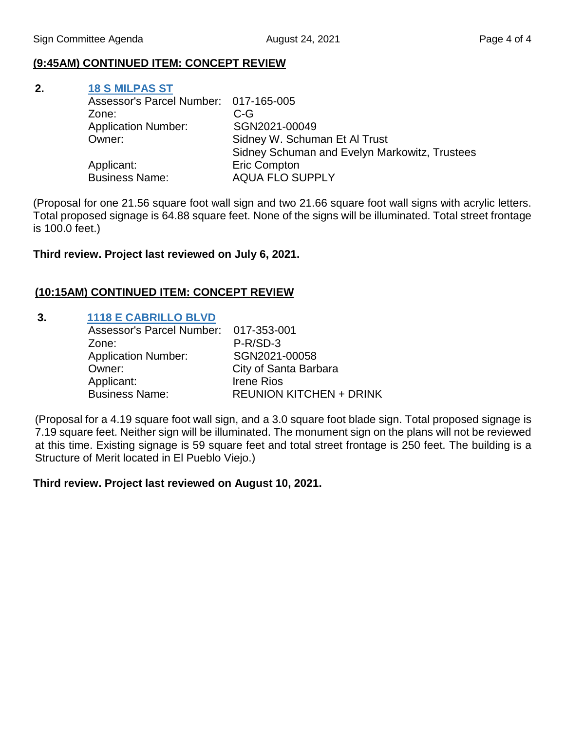**(9:45AM) CONTINUED ITEM: CONCEPT REVIEW**

**2.** **18 S MILPAS ST**

| | |
|---|---|
| Assessor's Parcel Number: | 017-165-005 |
| Zone: | C-G |
| Application Number: | SGN2021-00049 |
| Owner: | Sidney W. Schuman Et Al Trust<br>Sidney Schuman and Evelyn Markowitz, Trustees |
| Applicant: | Eric Compton |
| Business Name: | AQUA FLO SUPPLY |

(Proposal for one 21.56 square foot wall sign and two 21.66 square foot wall signs with acrylic letters. Total proposed signage is 64.88 square feet. None of the signs will be illuminated. Total street frontage is 100.0 feet.)

**Third review. Project last reviewed on July 6, 2021.**

**(10:15AM) CONTINUED ITEM: CONCEPT REVIEW**

**3.** **1118 E CABRILLO BLVD**

| | |
|---|---|
| Assessor's Parcel Number: | 017-353-001 |
| Zone: | P-R/SD-3 |
| Application Number: | SGN2021-00058 |
| Owner: | City of Santa Barbara |
| Applicant: | Irene Rios |
| Business Name: | REUNION KITCHEN + DRINK |

(Proposal for a 4.19 square foot wall sign, and a 3.0 square foot blade sign. Total proposed signage is 7.19 square feet. Neither sign will be illuminated. The monument sign on the plans will not be reviewed at this time. Existing signage is 59 square feet and total street frontage is 250 feet. The building is a Structure of Merit located in El Pueblo Viejo.)

**Third review. Project last reviewed on August 10, 2021.**